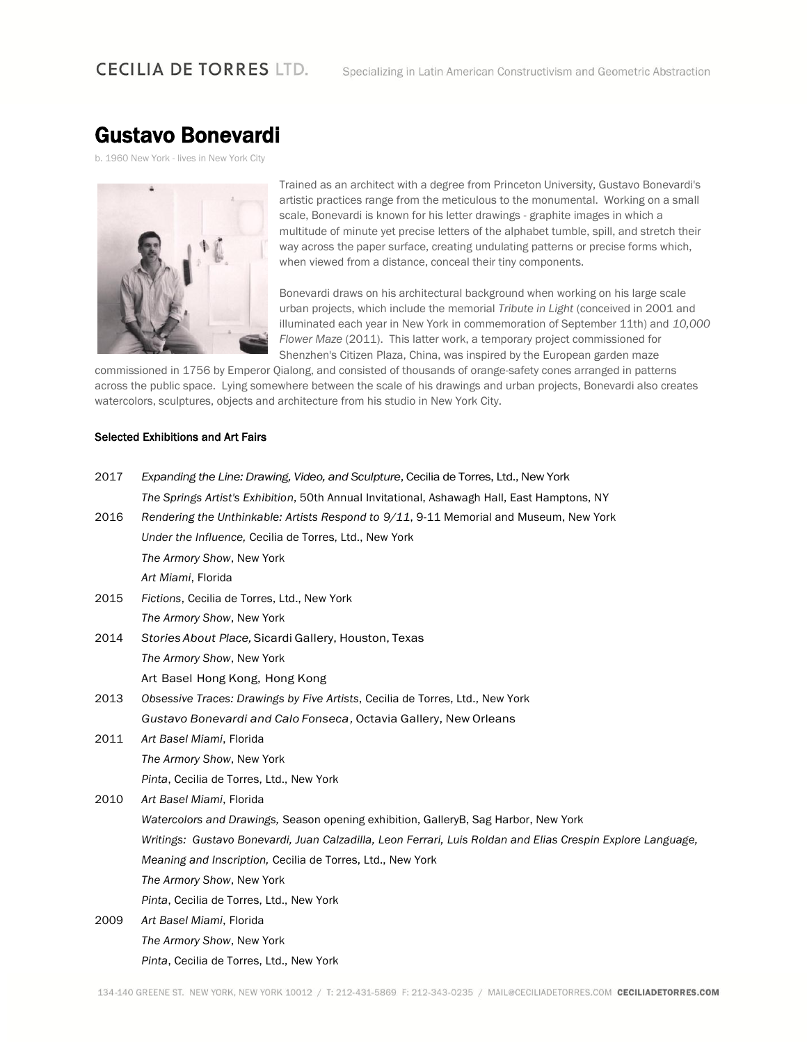CECILIA DE TORRES LTD. Specializing in Latin American Constructivism and Geometric Abstraction

# Gustavo Bonevardi

b. 1960 New York - lives in New York City

Trained as an architect with a degree from Princeton University, Gustavo Bonevardi's artistic practices range from the meticulous to the monumental. Working on a small scale, Bonevardi is known for his letter drawings - graphite images in which a multitude of minute yet precise letters of the alphabet tumble, spill, and stretch their way across the paper surface, creating undulating patterns or precise forms which, when viewed from a distance, conceal their tiny components.

Bonevardi draws on his architectural background when working on his large scale urban projects, which include the memorial *Tribute in Light* (conceived in 2001 and illuminated each year in New York in commemoration of September 11th) and *10,000 Flower Maze* (2011). This latter work, a temporary project commissioned for Shenzhen's Citizen Plaza, China, was inspired by the European garden maze commissioned in 1756 by Emperor Qialong, and consisted of thousands of orange-safety cones arranged in patterns across the public space. Lying somewhere between the scale of his drawings and urban projects, Bonevardi also creates watercolors, sculptures, objects and architecture from his studio in New York City.

**Selected Exhibitions and Art Fairs**

2017
*Expanding the Line: Drawing, Video, and Sculpture*, Cecilia de Torres, Ltd., New York
*The Springs Artist's Exhibition*, 50th Annual Invitational, Ashawagh Hall, East Hamptons, NY

2016
*Rendering the Unthinkable: Artists Respond to 9/11*, 9-11 Memorial and Museum, New York
*Under the Influence,* Cecilia de Torres, Ltd., New York
*The Armory Show*, New York
*Art Miami*, Florida

2015
*Fictions*, Cecilia de Torres, Ltd., New York
*The Armory Show*, New York

2014
*Stories About Place,* Sicardi Gallery, Houston, Texas
*The Armory Show*, New York
Art Basel Hong Kong, Hong Kong

2013
*Obsessive Traces: Drawings by Five Artists*, Cecilia de Torres, Ltd., New York
*Gustavo Bonevardi and Calo Fonseca,* Octavia Gallery, New Orleans

2011
*Art Basel Miami*, Florida
*The Armory Show*, New York
*Pinta*, Cecilia de Torres, Ltd., New York

2010
*Art Basel Miami*, Florida
*Watercolors and Drawings,* Season opening exhibition, GalleryB, Sag Harbor, New York
*Writings: Gustavo Bonevardi, Juan Calzadilla, Leon Ferrari, Luis Roldan and Elias Crespin Explore Language, Meaning and Inscription,* Cecilia de Torres, Ltd., New York
*The Armory Show*, New York
*Pinta*, Cecilia de Torres, Ltd., New York

2009
*Art Basel Miami*, Florida
*The Armory Show*, New York
*Pinta*, Cecilia de Torres, Ltd., New York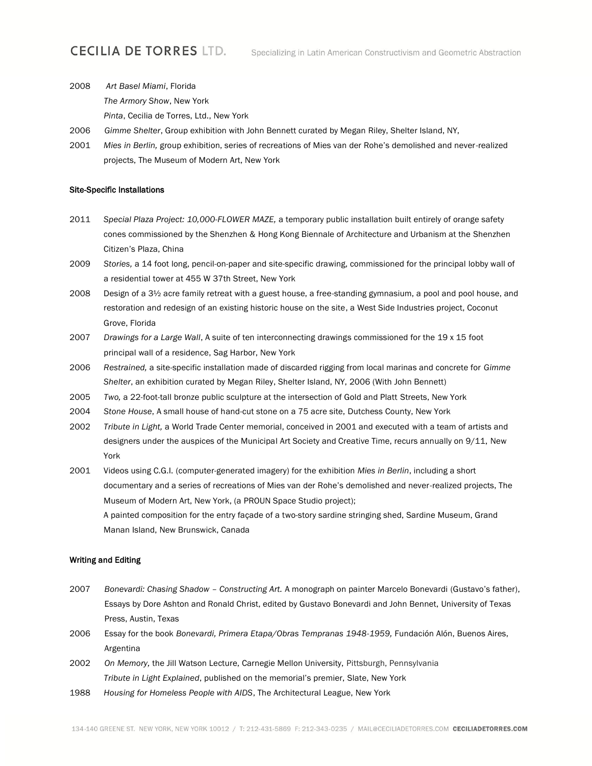2008 *Art Basel Miami*, Florida
*The Armory Show*, New York
*Pinta*, Cecilia de Torres, Ltd., New York

2006 *Gimme Shelter*, Group exhibition with John Bennett curated by Megan Riley, Shelter Island, NY,

2001 *Mies in Berlin,* group exhibition, series of recreations of Mies van der Rohe's demolished and never-realized projects, The Museum of Modern Art, New York

**Site-Specific Installations**

2011 *Special Plaza Project: 10,000-FLOWER MAZE,* a temporary public installation built entirely of orange safety cones commissioned by the Shenzhen & Hong Kong Biennale of Architecture and Urbanism at the Shenzhen Citizen's Plaza, China

2009 *Stories,* a 14 foot long, pencil-on-paper and site-specific drawing, commissioned for the principal lobby wall of a residential tower at 455 W 37th Street, New York

2008 Design of a 3½ acre family retreat with a guest house, a free-standing gymnasium, a pool and pool house, and restoration and redesign of an existing historic house on the site, a West Side Industries project, Coconut Grove, Florida

2007 *Drawings for a Large Wall*, A suite of ten interconnecting drawings commissioned for the 19 x 15 foot principal wall of a residence, Sag Harbor, New York

2006 *Restrained,* a site-specific installation made of discarded rigging from local marinas and concrete for *Gimme Shelter*, an exhibition curated by Megan Riley, Shelter Island, NY, 2006 (With John Bennett)

2005 *Two,* a 22-foot-tall bronze public sculpture at the intersection of Gold and Platt Streets, New York

2004 *Stone House*, A small house of hand-cut stone on a 75 acre site, Dutchess County, New York

2002 *Tribute in Light,* a World Trade Center memorial, conceived in 2001 and executed with a team of artists and designers under the auspices of the Municipal Art Society and Creative Time, recurs annually on 9/11, New York

2001 Videos using C.G.I. (computer-generated imagery) for the exhibition *Mies in Berlin*, including a short documentary and a series of recreations of Mies van der Rohe's demolished and never-realized projects, The Museum of Modern Art, New York, (a PROUN Space Studio project);
A painted composition for the entry façade of a two-story sardine stringing shed, Sardine Museum, Grand Manan Island, New Brunswick, Canada

**Writing and Editing**

2007 *Bonevardi: Chasing Shadow – Constructing Art.* A monograph on painter Marcelo Bonevardi (Gustavo's father), Essays by Dore Ashton and Ronald Christ, edited by Gustavo Bonevardi and John Bennet, University of Texas Press, Austin, Texas

2006 Essay for the book *Bonevardi, Primera Etapa/Obras Tempranas 1948-1959,* Fundación Alón, Buenos Aires, Argentina

2002 *On Memory,* the Jill Watson Lecture, Carnegie Mellon University, Pittsburgh, Pennsylvania
*Tribute in Light Explained*, published on the memorial's premier, Slate, New York

1988 *Housing for Homeless People with AIDS*, The Architectural League, New York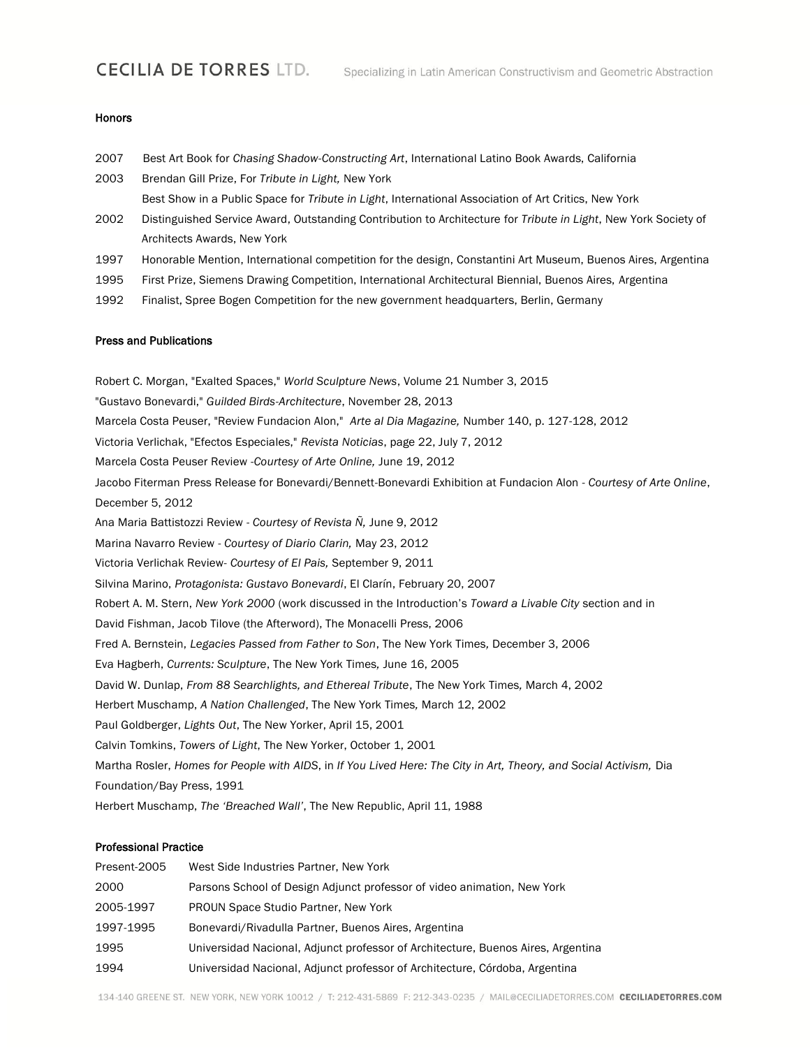### Honors

2007 Best Art Book for *Chasing Shadow-Constructing Art*, International Latino Book Awards, California

2003 Brendan Gill Prize, For *Tribute in Light,* New York

Best Show in a Public Space for *Tribute in Light*, International Association of Art Critics, New York

2002 Distinguished Service Award, Outstanding Contribution to Architecture for *Tribute in Light*, New York Society of Architects Awards, New York

1997 Honorable Mention, International competition for the design, Constantini Art Museum, Buenos Aires, Argentina

1995 First Prize, Siemens Drawing Competition, International Architectural Biennial, Buenos Aires, Argentina

1992 Finalist, Spree Bogen Competition for the new government headquarters, Berlin, Germany

### Press and Publications

Robert C. Morgan, "Exalted Spaces," *World Sculpture News*, Volume 21 Number 3, 2015

"Gustavo Bonevardi," *Guilded Birds-Architecture*, November 28, 2013

Marcela Costa Peuser, "Review Fundacion Alon," *Arte al Dia Magazine,* Number 140, p. 127-128, 2012

Victoria Verlichak, "Efectos Especiales," *Revista Noticias*, page 22, July 7, 2012

Marcela Costa Peuser Review -*Courtesy of Arte Online,* June 19, 2012

Jacobo Fiterman Press Release for Bonevardi/Bennett-Bonevardi Exhibition at Fundacion Alon - *Courtesy of Arte Online*, December 5, 2012

Ana Maria Battistozzi Review - *Courtesy of Revista Ñ,* June 9, 2012

Marina Navarro Review - *Courtesy of Diario Clarin,* May 23, 2012

Victoria Verlichak Review- *Courtesy of El Pais,* September 9, 2011

Silvina Marino, *Protagonista: Gustavo Bonevardi*, El Clarín, February 20, 2007

Robert A. M. Stern, *New York 2000* (work discussed in the Introduction's *Toward a Livable City* section and in David Fishman, Jacob Tilove (the Afterword), The Monacelli Press, 2006

Fred A. Bernstein, *Legacies Passed from Father to Son*, The New York Times*,* December 3, 2006

Eva Hagberh, *Currents: Sculpture*, The New York Times*,* June 16, 2005

David W. Dunlap, *From 88 Searchlights, and Ethereal Tribute*, The New York Times*,* March 4, 2002

Herbert Muschamp, *A Nation Challenged*, The New York Times*,* March 12, 2002

Paul Goldberger, *Lights Out*, The New Yorker, April 15, 2001

Calvin Tomkins, *Towers of Light*, The New Yorker, October 1, 2001

Martha Rosler, *Homes for People with AIDS*, in *If You Lived Here: The City in Art, Theory, and Social Activism,* Dia Foundation/Bay Press, 1991

Herbert Muschamp, *The 'Breached Wall'*, The New Republic, April 11, 1988

### Professional Practice

| | |
|---|---|
| Present-2005 | West Side Industries Partner, New York |
| 2000 | Parsons School of Design Adjunct professor of video animation, New York |
| 2005-1997 | PROUN Space Studio Partner, New York |
| 1997-1995 | Bonevardi/Rivadulla Partner, Buenos Aires, Argentina |
| 1995 | Universidad Nacional, Adjunct professor of Architecture, Buenos Aires, Argentina |
| 1994 | Universidad Nacional, Adjunct professor of Architecture, Córdoba, Argentina |